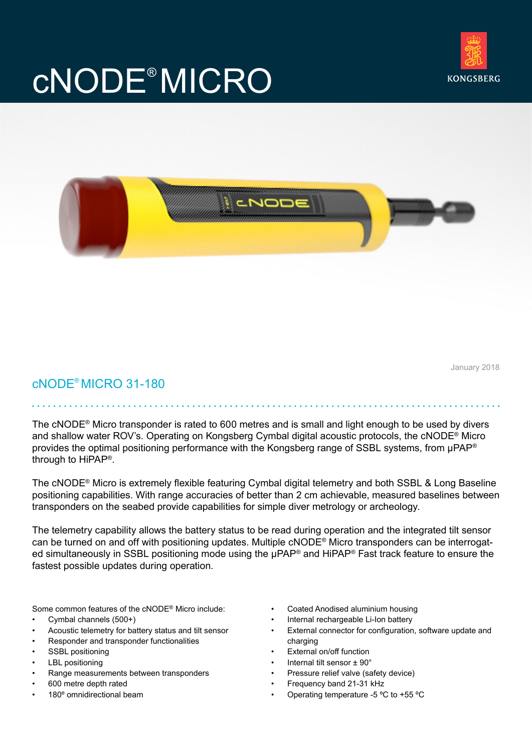# cNODE® MICRO

January 2018

## cNODE® MICRO 31-180

The cNODE® Micro transponder is rated to 600 metres and is small and light enough to be used by divers and shallow water ROV's. Operating on Kongsberg Cymbal digital acoustic protocols, the cNODE® Micro provides the optimal positioning performance with the Kongsberg range of SSBL systems, from µPAP® through to HiPAP®.

The cNODE® Micro is extremely flexible featuring Cymbal digital telemetry and both SSBL & Long Baseline positioning capabilities. With range accuracies of better than 2 cm achievable, measured baselines between transponders on the seabed provide capabilities for simple diver metrology or archeology.

The telemetry capability allows the battery status to be read during operation and the integrated tilt sensor can be turned on and off with positioning updates. Multiple cNODE® Micro transponders can be interrogated simultaneously in SSBL positioning mode using the µPAP® and HiPAP® Fast track feature to ensure the fastest possible updates during operation.

Some common features of the cNODE® Micro include:

- Cymbal channels (500+)
- Acoustic telemetry for battery status and tilt sensor
- Responder and transponder functionalities
- SSBL positioning
- LBL positioning
- Range measurements between transponders
- 600 metre depth rated
- 180º omnidirectional beam
- Coated Anodised aluminium housing
- Internal rechargeable Li-Ion battery
- External connector for configuration, software update and charging
- External on/off function
- Internal tilt sensor ± 90°
- Pressure relief valve (safety device)
- Frequency band 21-31 kHz
- Operating temperature -5 ºC to +55 ºC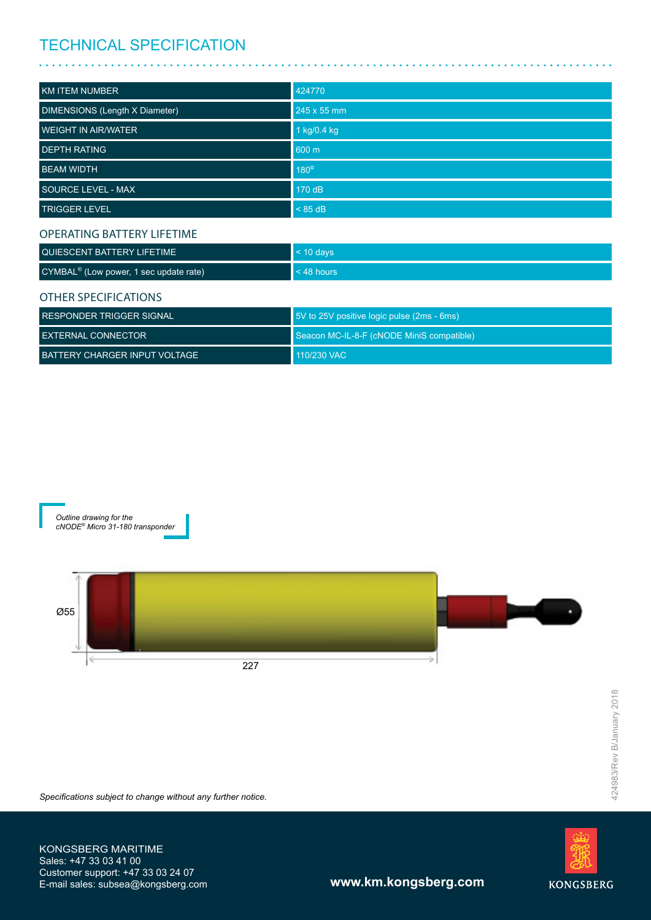# TECHNICAL SPECIFICATION

| | |
|---|---|
| KM ITEM NUMBER | 424770 |
| DIMENSIONS (Length X Diameter) | 245 x 55 mm |
| WEIGHT IN AIR/WATER | 1 kg/0.4 kg |
| DEPTH RATING | 600 m |
| BEAM WIDTH | 180º |
| SOURCE LEVEL - MAX | 170 dB |
| TRIGGER LEVEL | < 85 dB |

## OPERATING BATTERY LIFETIME

| | |
|---|---|
| QUIESCENT BATTERY LIFETIME | < 10 days |
| CYMBAL® (Low power, 1 sec update rate) | < 48 hours |

## OTHER SPECIFICATIONS

| | |
|---|---|
| RESPONDER TRIGGER SIGNAL | 5V to 25V positive logic pulse (2ms - 6ms) |
| EXTERNAL CONNECTOR | Seacon MC-IL-8-F (cNODE MiniS compatible) |
| BATTERY CHARGER INPUT VOLTAGE | 110/230 VAC |

*Outline drawing for the cNODE® Micro 31-180 transponder*

Ø55

227

*Specifications subject to change without any further notice.*

424983/Rev B/January 2018

KONGSBERG MARITIME
Sales: +47 33 03 41 00
Customer support: +47 33 03 24 07
E-mail sales: subsea@kongsberg.com

**www.km.kongsberg.com**

KONGSBERG